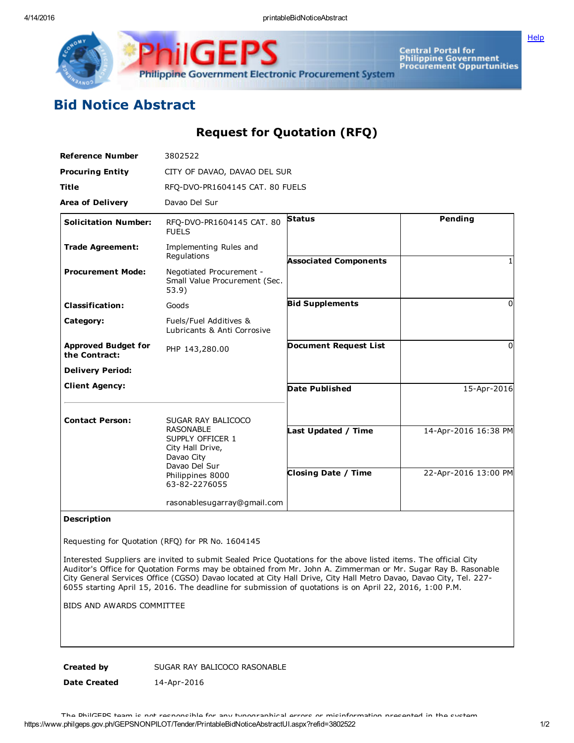# Bid Notice Abstract

## Request for Quotation (RFQ)

| | |
|---|---|
| **Reference Number** | 3802522 |
| **Procuring Entity** | CITY OF DAVAO, DAVAO DEL SUR |
| **Title** | RFQ-DVO-PR1604145 CAT. 80 FUELS |
| **Area of Delivery** | Davao Del Sur |

| | | | |
|---|---|---|---|
| **Solicitation Number:** | RFQ-DVO-PR1604145 CAT. 80 FUELS | **Status** | Pending |
| **Trade Agreement:** | Implementing Rules and Regulations | | |
| **Procurement Mode:** | Negotiated Procurement - Small Value Procurement (Sec. 53.9) | **Associated Components** | 1 |
| **Classification:** | Goods | **Bid Supplements** | 0 |
| **Category:** | Fuels/Fuel Additives & Lubricants & Anti Corrosive | | |
| **Approved Budget for the Contract:** | PHP 143,280.00 | **Document Request List** | 0 |
| **Delivery Period:** | | | |
| **Client Agency:** | | **Date Published** | 15-Apr-2016 |
| **Contact Person:** | SUGAR RAY BALICOCO RASONABLE<br>SUPPLY OFFICER 1<br>City Hall Drive,<br>Davao City<br>Davao Del Sur<br>Philippines 8000<br>63-82-2276055<br><br>rasonablesugarray@gmail.com | **Last Updated / Time** | 14-Apr-2016 16:38 PM |
| | | **Closing Date / Time** | 22-Apr-2016 13:00 PM |

**Description**

Requesting for Quotation (RFQ) for PR No. 1604145

Interested Suppliers are invited to submit Sealed Price Quotations for the above listed items. The official City Auditor's Office for Quotation Forms may be obtained from Mr. John A. Zimmerman or Mr. Sugar Ray B. Rasonable City General Services Office (CGSO) Davao located at City Hall Drive, City Hall Metro Davao, Davao City, Tel. 227-6055 starting April 15, 2016. The deadline for submission of quotations is on April 22, 2016, 1:00 P.M.

BIDS AND AWARDS COMMITTEE

| | |
|---|---|
| **Created by** | SUGAR RAY BALICOCO RASONABLE |
| **Date Created** | 14-Apr-2016 |

The PhilGEPS team is not responsible for any typographical errors or misinformation presented in the system.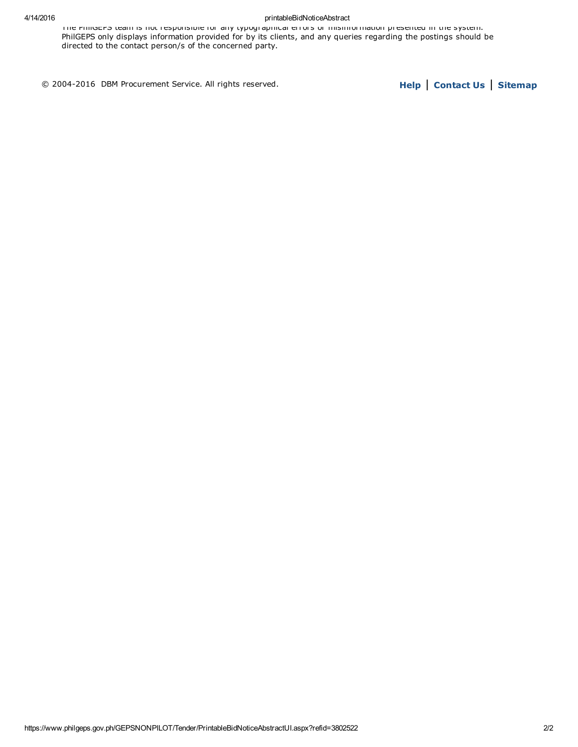The PhilGEPS team is not responsible for any typographical errors or misinformation presented in the system. PhilGEPS only displays information provided for by its clients, and any queries regarding the postings should be directed to the contact person/s of the concerned party.

© 2004-2016 DBM Procurement Service. All rights reserved.

**Help** | **Contact Us** | **Sitemap**